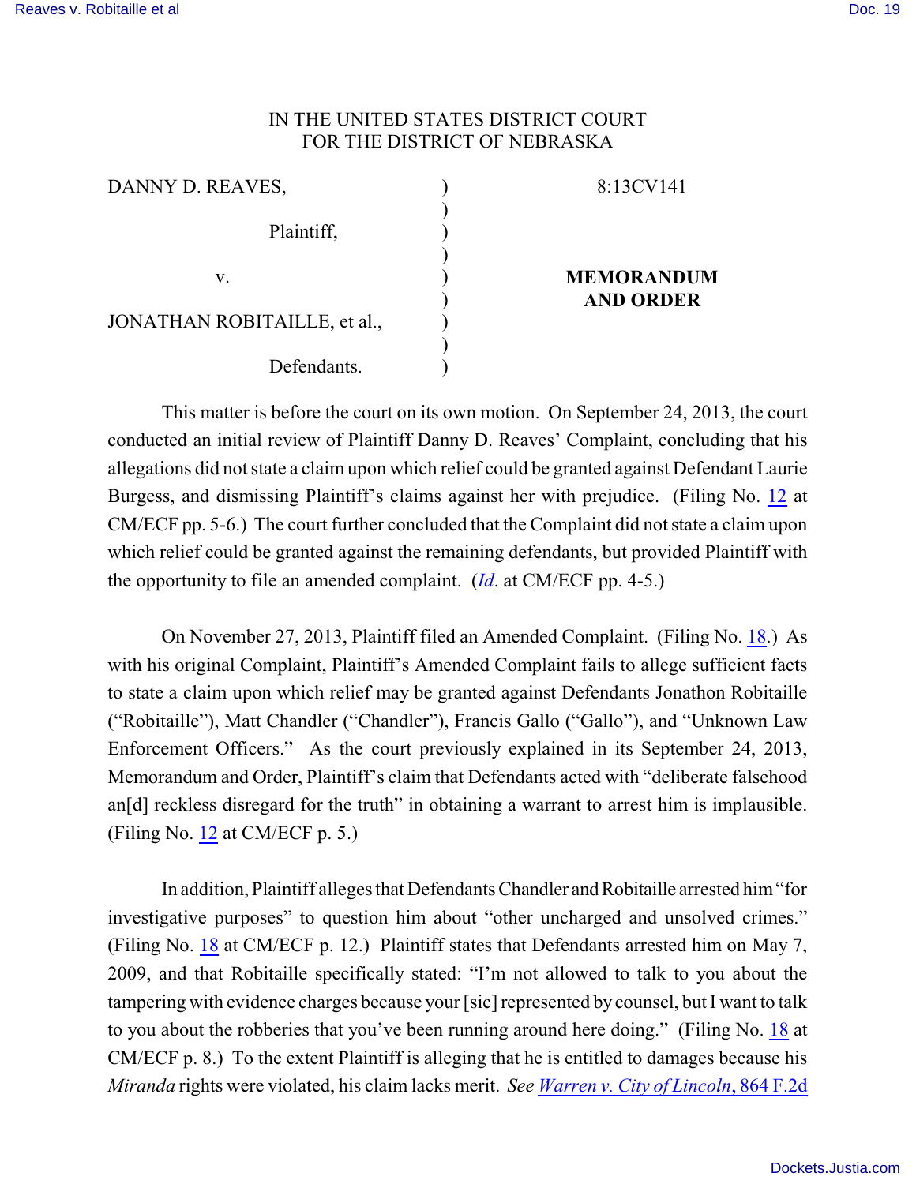IN THE UNITED STATES DISTRICT COURT
FOR THE DISTRICT OF NEBRASKA

| | | |
|---|---|---|
| DANNY D. REAVES, | ) | 8:13CV141 |
| | ) | |
| Plaintiff, | ) | |
| | ) | |
| v. | ) | **MEMORANDUM AND ORDER** |
| | ) | |
| JONATHAN ROBITAILLE, et al., | ) | |
| | ) | |
| Defendants. | ) | |

This matter is before the court on its own motion. On September 24, 2013, the court conducted an initial review of Plaintiff Danny D. Reaves' Complaint, concluding that his allegations did not state a claim upon which relief could be granted against Defendant Laurie Burgess, and dismissing Plaintiff's claims against her with prejudice. (Filing No. 12 at CM/ECF pp. 5-6.) The court further concluded that the Complaint did not state a claim upon which relief could be granted against the remaining defendants, but provided Plaintiff with the opportunity to file an amended complaint. (*Id*. at CM/ECF pp. 4-5.)

On November 27, 2013, Plaintiff filed an Amended Complaint. (Filing No. 18.) As with his original Complaint, Plaintiff's Amended Complaint fails to allege sufficient facts to state a claim upon which relief may be granted against Defendants Jonathon Robitaille ("Robitaille"), Matt Chandler ("Chandler"), Francis Gallo ("Gallo"), and "Unknown Law Enforcement Officers." As the court previously explained in its September 24, 2013, Memorandum and Order, Plaintiff's claim that Defendants acted with "deliberate falsehood an[d] reckless disregard for the truth" in obtaining a warrant to arrest him is implausible. (Filing No. 12 at CM/ECF p. 5.)

In addition, Plaintiff alleges that Defendants Chandler and Robitaille arrested him "for investigative purposes" to question him about "other uncharged and unsolved crimes." (Filing No. 18 at CM/ECF p. 12.) Plaintiff states that Defendants arrested him on May 7, 2009, and that Robitaille specifically stated: "I'm not allowed to talk to you about the tampering with evidence charges because your [sic] represented by counsel, but I want to talk to you about the robberies that you've been running around here doing." (Filing No. 18 at CM/ECF p. 8.) To the extent Plaintiff is alleging that he is entitled to damages because his *Miranda* rights were violated, his claim lacks merit. *See Warren v. City of Lincoln*, 864 F.2d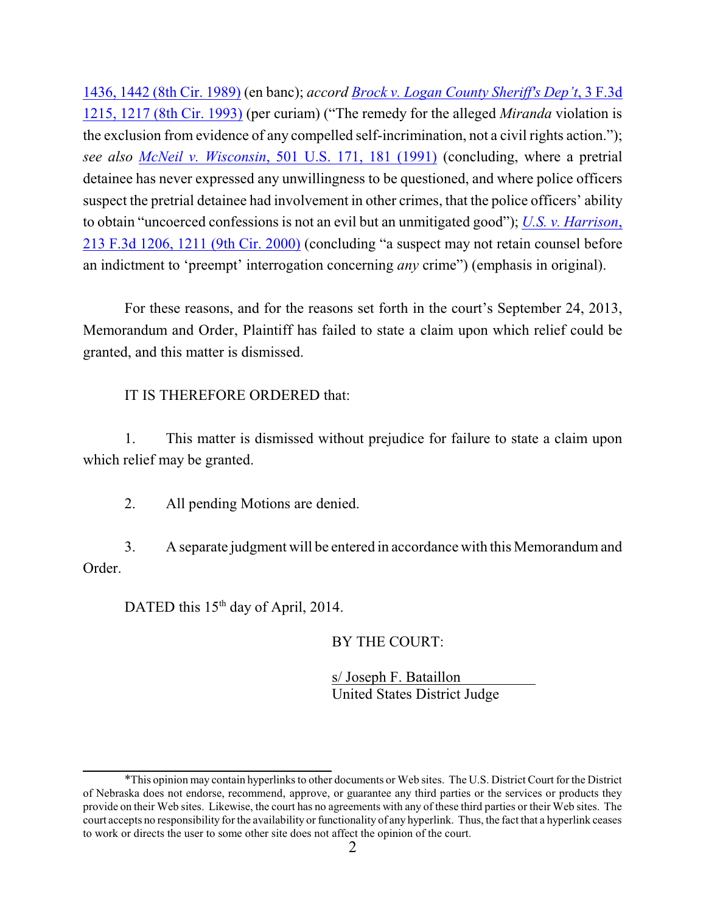1436, 1442 (8th Cir. 1989) (en banc); *accord* *Brock v. Logan County Sheriff's Dep't*, 3 F.3d 1215, 1217 (8th Cir. 1993) (per curiam) ("The remedy for the alleged *Miranda* violation is the exclusion from evidence of any compelled self-incrimination, not a civil rights action."); *see also* *McNeil v. Wisconsin*, 501 U.S. 171, 181 (1991) (concluding, where a pretrial detainee has never expressed any unwillingness to be questioned, and where police officers suspect the pretrial detainee had involvement in other crimes, that the police officers' ability to obtain "uncoerced confessions is not an evil but an unmitigated good"); *U.S. v. Harrison*, 213 F.3d 1206, 1211 (9th Cir. 2000) (concluding "a suspect may not retain counsel before an indictment to 'preempt' interrogation concerning *any* crime") (emphasis in original).

For these reasons, and for the reasons set forth in the court's September 24, 2013, Memorandum and Order, Plaintiff has failed to state a claim upon which relief could be granted, and this matter is dismissed.

IT IS THEREFORE ORDERED that:

1. This matter is dismissed without prejudice for failure to state a claim upon which relief may be granted.

2. All pending Motions are denied.

3. A separate judgment will be entered in accordance with this Memorandum and Order.

DATED this 15th day of April, 2014.

BY THE COURT:

s/ Joseph F. Bataillon
United States District Judge

*This opinion may contain hyperlinks to other documents or Web sites. The U.S. District Court for the District of Nebraska does not endorse, recommend, approve, or guarantee any third parties or the services or products they provide on their Web sites. Likewise, the court has no agreements with any of these third parties or their Web sites. The court accepts no responsibility for the availability or functionality of any hyperlink. Thus, the fact that a hyperlink ceases to work or directs the user to some other site does not affect the opinion of the court.